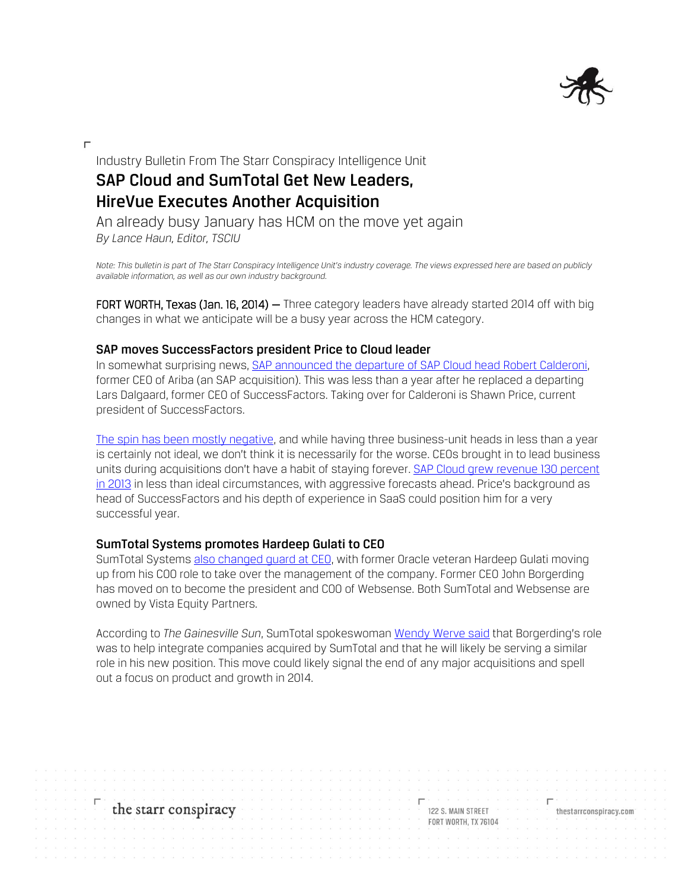Industry Bulletin From The Starr Conspiracy Intelligence Unit

# SAP Cloud and SumTotal Get New Leaders, HireVue Executes Another Acquisition

An already busy January has HCM on the move yet again

*By Lance Haun, Editor, TSCIU*

*Note: This bulletin is part of The Starr Conspiracy Intelligence Unit's industry coverage. The views expressed here are based on publicly available information, as well as our own industry background.*

**FORT WORTH, Texas (Jan. 16, 2014) —** Three category leaders have already started 2014 off with big changes in what we anticipate will be a busy year across the HCM category.

### SAP moves SuccessFactors president Price to Cloud leader

In somewhat surprising news, SAP announced the departure of SAP Cloud head Robert Calderoni, former CEO of Ariba (an SAP acquisition). This was less than a year after he replaced a departing Lars Dalgaard, former CEO of SuccessFactors. Taking over for Calderoni is Shawn Price, current president of SuccessFactors.

The spin has been mostly negative, and while having three business-unit heads in less than a year is certainly not ideal, we don't think it is necessarily for the worse. CEOs brought in to lead business units during acquisitions don't have a habit of staying forever. SAP Cloud grew revenue 130 percent in 2013 in less than ideal circumstances, with aggressive forecasts ahead. Price's background as head of SuccessFactors and his depth of experience in SaaS could position him for a very successful year.

### SumTotal Systems promotes Hardeep Gulati to CEO

SumTotal Systems also changed guard at CEO, with former Oracle veteran Hardeep Gulati moving up from his COO role to take over the management of the company. Former CEO John Borgerding has moved on to become the president and COO of Websense. Both SumTotal and Websense are owned by Vista Equity Partners.

According to *The Gainesville Sun*, SumTotal spokeswoman Wendy Werve said that Borgerding's role was to help integrate companies acquired by SumTotal and that he will likely be serving a similar role in his new position. This move could likely signal the end of any major acquisitions and spell out a focus on product and growth in 2014.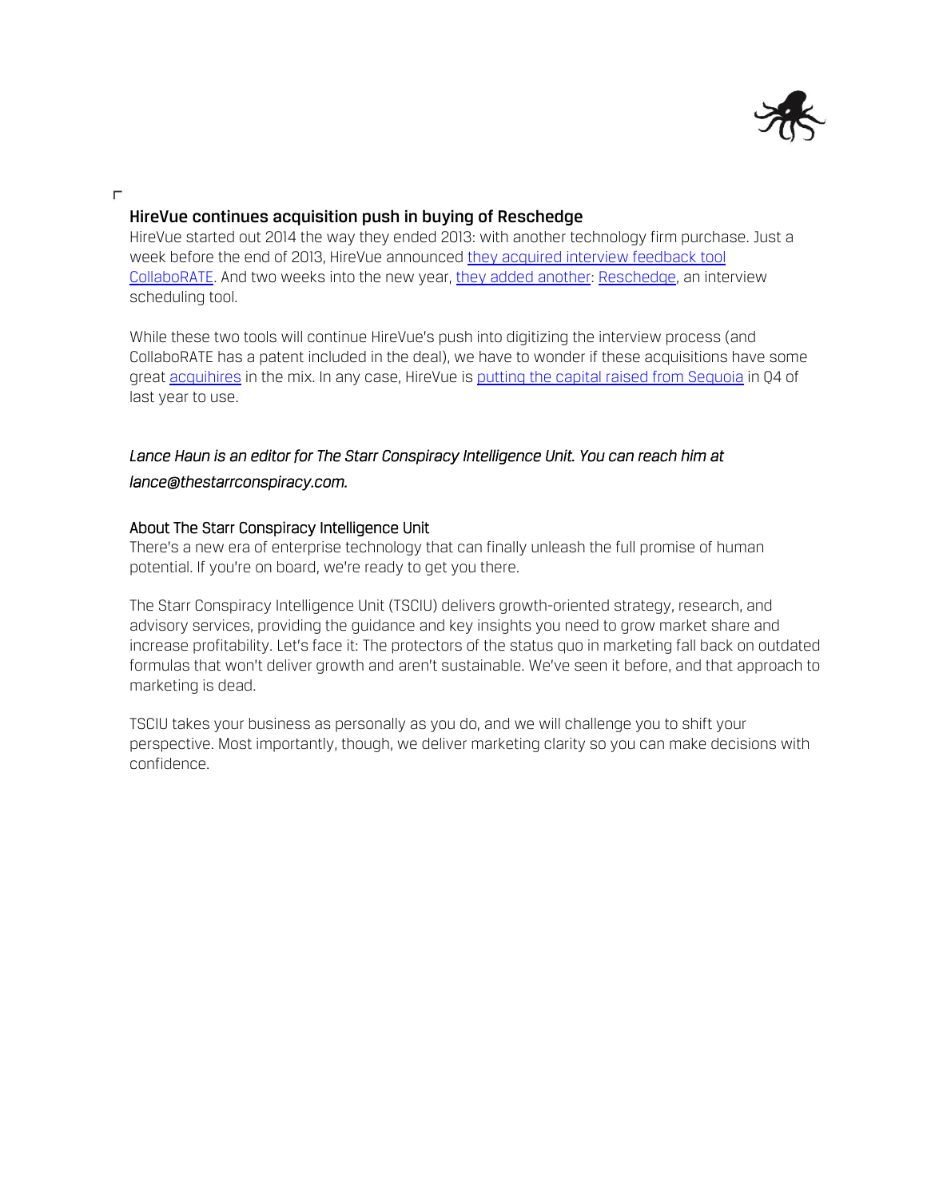## HireVue continues acquisition push in buying of Reschedge

HireVue started out 2014 the way they ended 2013: with another technology firm purchase. Just a week before the end of 2013, HireVue announced they acquired interview feedback tool CollaboRATE. And two weeks into the new year, they added another: Reschedge, an interview scheduling tool.

While these two tools will continue HireVue's push into digitizing the interview process (and CollaboRATE has a patent included in the deal), we have to wonder if these acquisitions have some great acquihires in the mix. In any case, HireVue is putting the capital raised from Sequoia in Q4 of last year to use.

*Lance Haun is an editor for The Starr Conspiracy Intelligence Unit. You can reach him at lance@thestarrconspiracy.com.*

### About The Starr Conspiracy Intelligence Unit

There's a new era of enterprise technology that can finally unleash the full promise of human potential. If you're on board, we're ready to get you there.

The Starr Conspiracy Intelligence Unit (TSCIU) delivers growth-oriented strategy, research, and advisory services, providing the guidance and key insights you need to grow market share and increase profitability. Let's face it: The protectors of the status quo in marketing fall back on outdated formulas that won't deliver growth and aren't sustainable. We've seen it before, and that approach to marketing is dead.

TSCIU takes your business as personally as you do, and we will challenge you to shift your perspective. Most importantly, though, we deliver marketing clarity so you can make decisions with confidence.